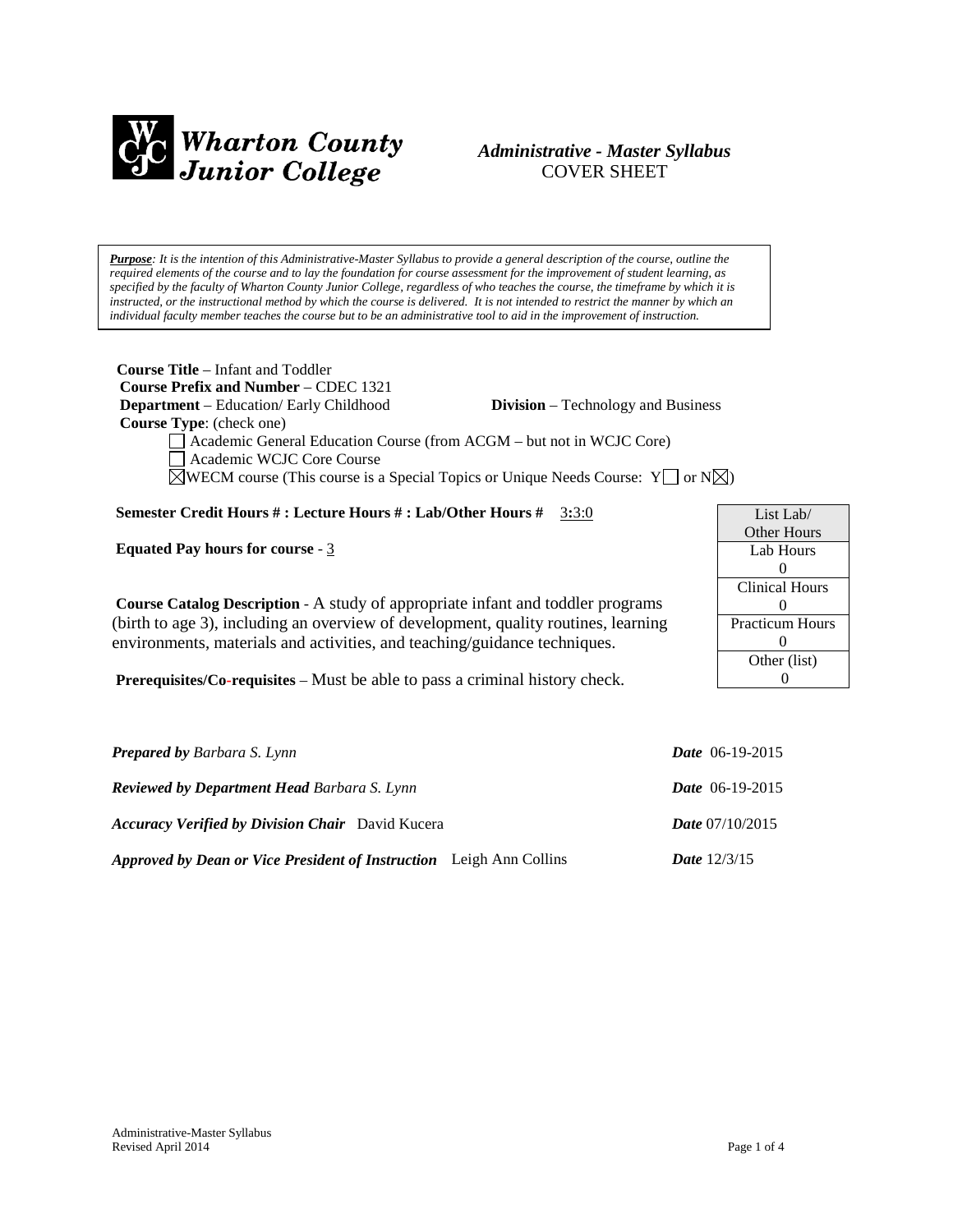**Wharton County Junior College**

*Administrative - Master Syllabus*
COVER SHEET

***Purpose**: It is the intention of this Administrative-Master Syllabus to provide a general description of the course, outline the required elements of the course and to lay the foundation for course assessment for the improvement of student learning, as specified by the faculty of Wharton County Junior College, regardless of who teaches the course, the timeframe by which it is instructed, or the instructional method by which the course is delivered. It is not intended to restrict the manner by which an individual faculty member teaches the course but to be an administrative tool to aid in the improvement of instruction.*

**Course Title** – Infant and Toddler
**Course Prefix and Number** – CDEC 1321
**Department** – Education/ Early Childhood **Division** – Technology and Business
**Course Type**: (check one)

- ☐ Academic General Education Course (from ACGM – but not in WCJC Core)
- ☐ Academic WCJC Core Course
- ☒ WECM course (This course is a Special Topics or Unique Needs Course: Y☐ or N☒)

**Semester Credit Hours # : Lecture Hours # : Lab/Other Hours #** 3:3:0

**Equated Pay hours for course** - 3

| List Lab/ Other Hours |
|---|
| Lab Hours 0 |
| Clinical Hours 0 |
| Practicum Hours 0 |
| Other (list) 0 |

**Course Catalog Description** - A study of appropriate infant and toddler programs (birth to age 3), including an overview of development, quality routines, learning environments, materials and activities, and teaching/guidance techniques.

**Prerequisites/Co-requisites** – Must be able to pass a criminal history check.

***Prepared by*** *Barbara S. Lynn* ***Date*** 06-19-2015

***Reviewed by Department Head*** *Barbara S. Lynn* ***Date*** 06-19-2015

***Accuracy Verified by Division Chair*** David Kucera ***Date*** 07/10/2015

***Approved by Dean or Vice President of Instruction*** Leigh Ann Collins ***Date*** 12/3/15

Administrative-Master Syllabus
Revised April 2014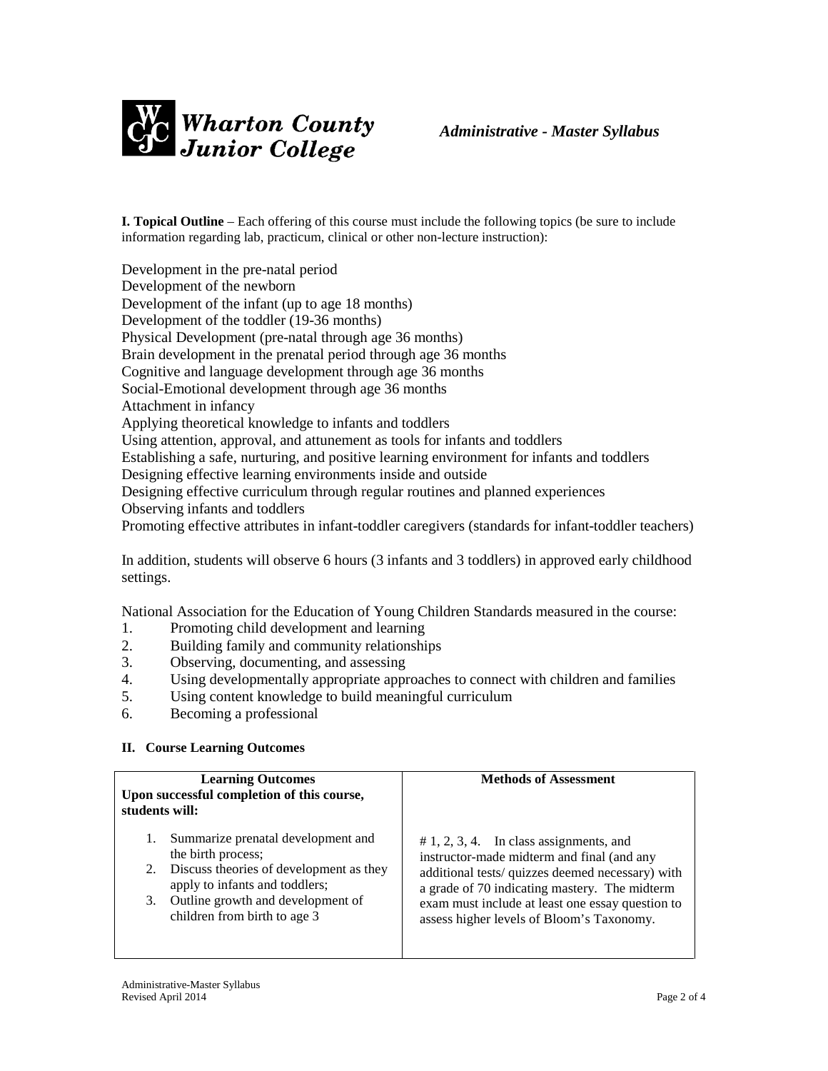**I. Topical Outline** – Each offering of this course must include the following topics (be sure to include information regarding lab, practicum, clinical or other non-lecture instruction):

Development in the pre-natal period
Development of the newborn
Development of the infant (up to age 18 months)
Development of the toddler (19-36 months)
Physical Development (pre-natal through age 36 months)
Brain development in the prenatal period through age 36 months
Cognitive and language development through age 36 months
Social-Emotional development through age 36 months
Attachment in infancy
Applying theoretical knowledge to infants and toddlers
Using attention, approval, and attunement as tools for infants and toddlers
Establishing a safe, nurturing, and positive learning environment for infants and toddlers
Designing effective learning environments inside and outside
Designing effective curriculum through regular routines and planned experiences
Observing infants and toddlers
Promoting effective attributes in infant-toddler caregivers (standards for infant-toddler teachers)

In addition, students will observe 6 hours (3 infants and 3 toddlers) in approved early childhood settings.

National Association for the Education of Young Children Standards measured in the course:

1. Promoting child development and learning
2. Building family and community relationships
3. Observing, documenting, and assessing
4. Using developmentally appropriate approaches to connect with children and families
5. Using content knowledge to build meaningful curriculum
6. Becoming a professional

**II. Course Learning Outcomes**

| **Learning Outcomes**<br>**Upon successful completion of this course, students will:** | **Methods of Assessment** |
|---|---|
| 1. Summarize prenatal development and the birth process;<br>2. Discuss theories of development as they apply to infants and toddlers;<br>3. Outline growth and development of children from birth to age 3 | # 1, 2, 3, 4. In class assignments, and instructor-made midterm and final (and any additional tests/ quizzes deemed necessary) with a grade of 70 indicating mastery. The midterm exam must include at least one essay question to assess higher levels of Bloom's Taxonomy. |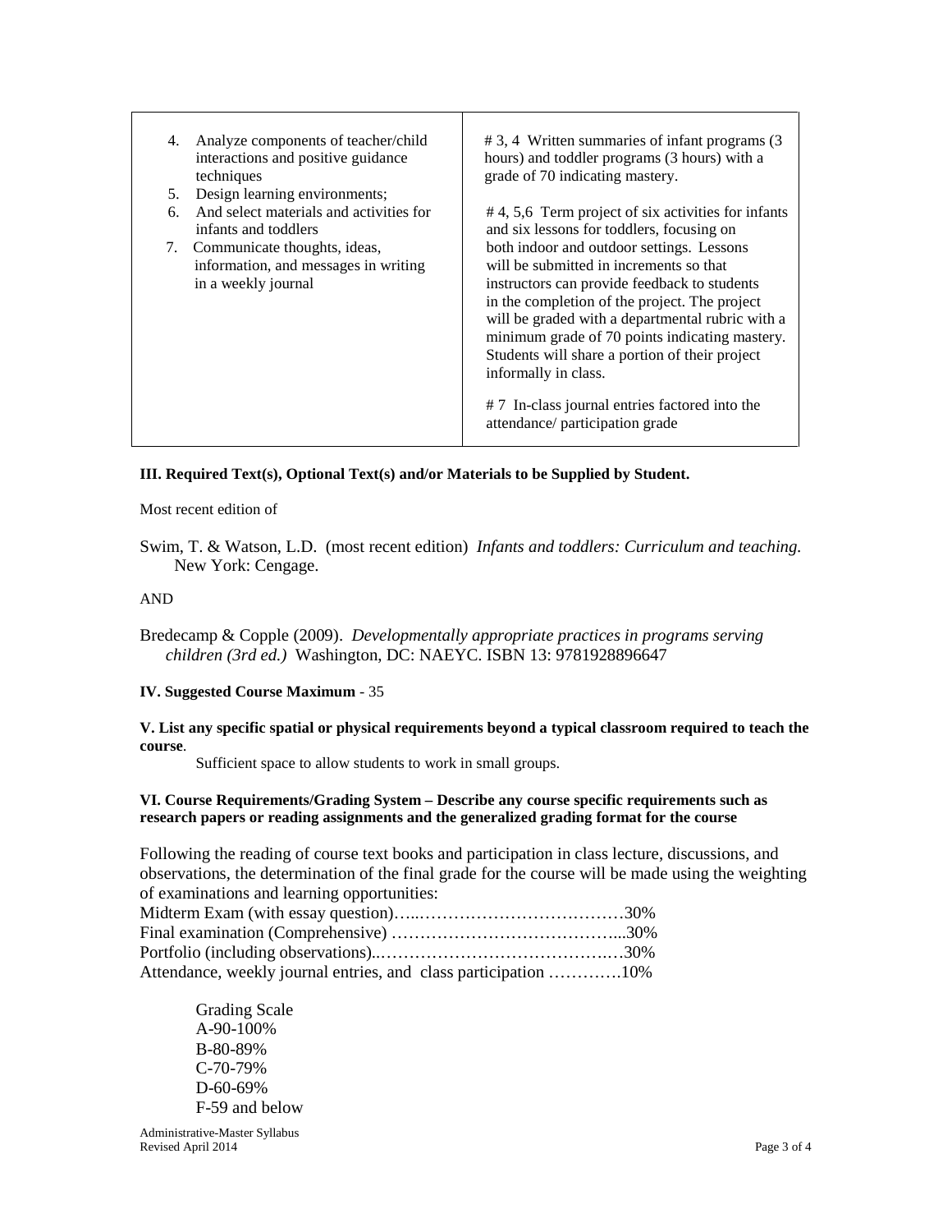| | |
|---|---|
| 4. Analyze components of teacher/child interactions and positive guidance techniques<br>5. Design learning environments;<br>6. And select materials and activities for infants and toddlers<br>7. Communicate thoughts, ideas, information, and messages in writing in a weekly journal | # 3, 4 Written summaries of infant programs (3 hours) and toddler programs (3 hours) with a grade of 70 indicating mastery.<br><br># 4, 5,6 Term project of six activities for infants and six lessons for toddlers, focusing on both indoor and outdoor settings. Lessons will be submitted in increments so that instructors can provide feedback to students in the completion of the project. The project will be graded with a departmental rubric with a minimum grade of 70 points indicating mastery. Students will share a portion of their project informally in class.<br><br># 7 In-class journal entries factored into the attendance/ participation grade |

**III. Required Text(s), Optional Text(s) and/or Materials to be Supplied by Student.**

Most recent edition of

Swim, T. & Watson, L.D. (most recent edition) *Infants and toddlers: Curriculum and teaching.* New York: Cengage.

AND

Bredecamp & Copple (2009). *Developmentally appropriate practices in programs serving children (3rd ed.)* Washington, DC: NAEYC. ISBN 13: 9781928896647

**IV. Suggested Course Maximum** - 35

**V. List any specific spatial or physical requirements beyond a typical classroom required to teach the course**.

Sufficient space to allow students to work in small groups.

**VI. Course Requirements/Grading System – Describe any course specific requirements such as research papers or reading assignments and the generalized grading format for the course**

Following the reading of course text books and participation in class lecture, discussions, and observations, the determination of the final grade for the course will be made using the weighting of examinations and learning opportunities:

Midterm Exam (with essay question)…...………………………………30%
Final examination (Comprehensive) …………………………………...30%
Portfolio (including observations)..………………………………….…30%
Attendance, weekly journal entries, and class participation ………….10%

Grading Scale
A-90-100%
B-80-89%
C-70-79%
D-60-69%
F-59 and below

Administrative-Master Syllabus
Revised April 2014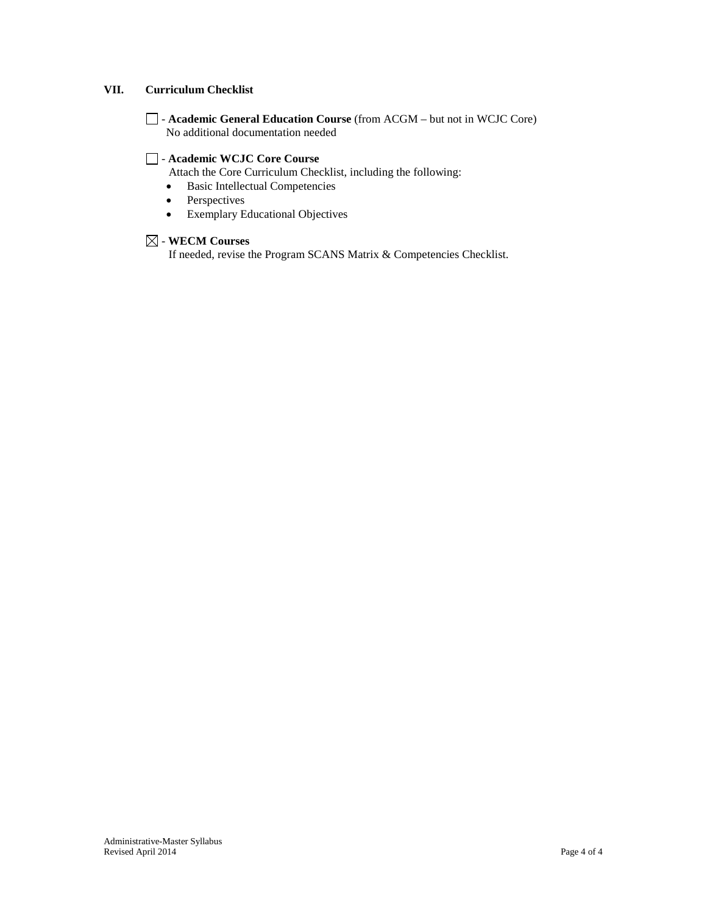## VII. Curriculum Checklist

☐ - **Academic General Education Course** (from ACGM – but not in WCJC Core)
No additional documentation needed

☐ - **Academic WCJC Core Course**
Attach the Core Curriculum Checklist, including the following:

- Basic Intellectual Competencies
- Perspectives
- Exemplary Educational Objectives

☒ - **WECM Courses**
If needed, revise the Program SCANS Matrix & Competencies Checklist.